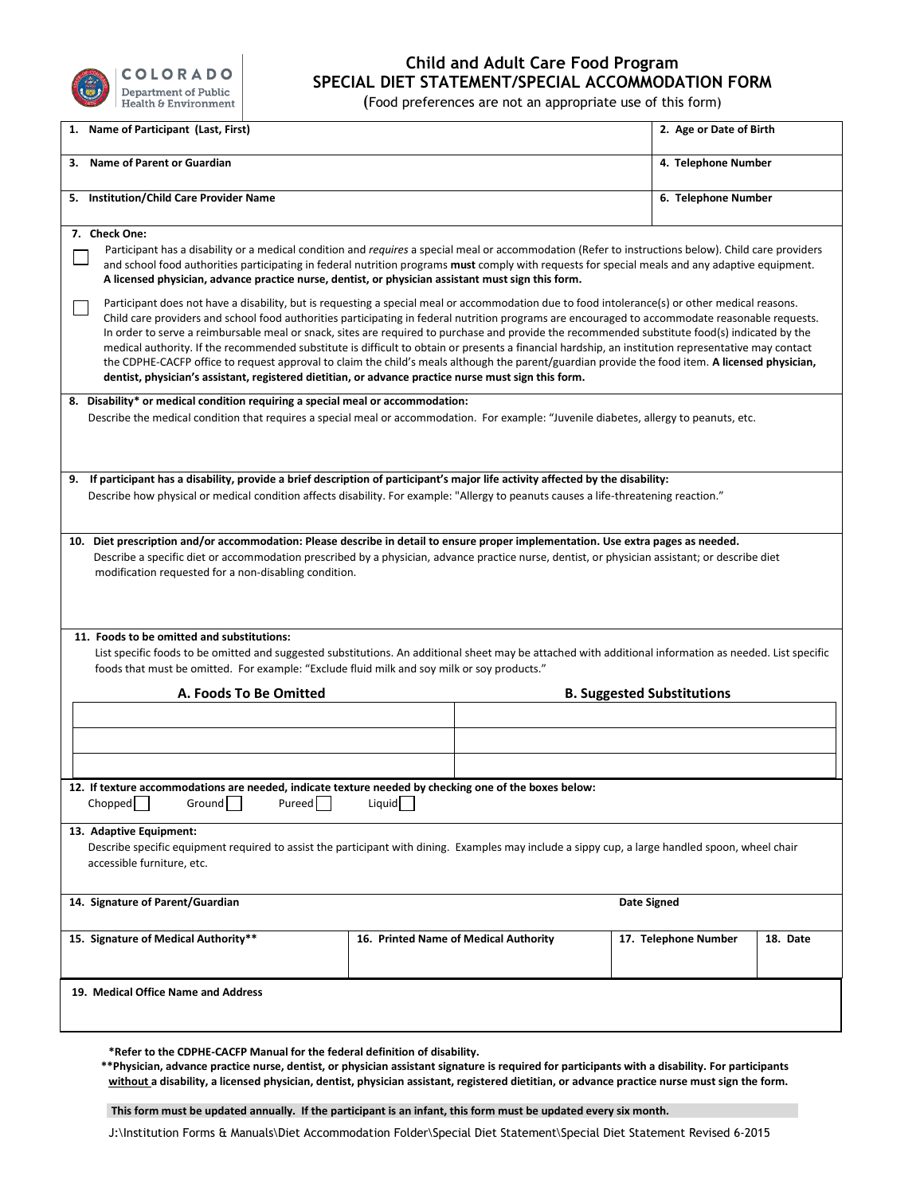COLORADO
Department of Public Health & Environment

# Child and Adult Care Food Program
## SPECIAL DIET STATEMENT/SPECIAL ACCOMMODATION FORM

(Food preferences are not an appropriate use of this form)

| **1. Name of Participant (Last, First)** | **2. Age or Date of Birth** |
|---|---|
| **3. Name of Parent or Guardian** | **4. Telephone Number** |
| **5. Institution/Child Care Provider Name** | **6. Telephone Number** |

**7. Check One:**

☐ Participant has a disability or a medical condition and *requires* a special meal or accommodation (Refer to instructions below). Child care providers and school food authorities participating in federal nutrition programs **must** comply with requests for special meals and any adaptive equipment. **A licensed physician, advance practice nurse, dentist, or physician assistant must sign this form.**

☐ Participant does not have a disability, but is requesting a special meal or accommodation due to food intolerance(s) or other medical reasons. Child care providers and school food authorities participating in federal nutrition programs are encouraged to accommodate reasonable requests. In order to serve a reimbursable meal or snack, sites are required to purchase and provide the recommended substitute food(s) indicated by the medical authority. If the recommended substitute is difficult to obtain or presents a financial hardship, an institution representative may contact the CDPHE-CACFP office to request approval to claim the child's meals although the parent/guardian provide the food item. **A licensed physician, dentist, physician's assistant, registered dietitian, or advance practice nurse must sign this form.**

**8. Disability* or medical condition requiring a special meal or accommodation:**
Describe the medical condition that requires a special meal or accommodation. For example: "Juvenile diabetes, allergy to peanuts, etc.

**9. If participant has a disability, provide a brief description of participant's major life activity affected by the disability:**
Describe how physical or medical condition affects disability. For example: "Allergy to peanuts causes a life-threatening reaction."

**10. Diet prescription and/or accommodation: Please describe in detail to ensure proper implementation. Use extra pages as needed.**
Describe a specific diet or accommodation prescribed by a physician, advance practice nurse, dentist, or physician assistant; or describe diet modification requested for a non-disabling condition.

**11. Foods to be omitted and substitutions:**
List specific foods to be omitted and suggested substitutions. An additional sheet may be attached with additional information as needed. List specific foods that must be omitted. For example: "Exclude fluid milk and soy milk or soy products."

| A. Foods To Be Omitted | B. Suggested Substitutions |
|---|---|
| | |
| | |
| | |

**12. If texture accommodations are needed, indicate texture needed by checking one of the boxes below:**
Chopped ☐ Ground ☐ Pureed ☐ Liquid ☐

**13. Adaptive Equipment:**
Describe specific equipment required to assist the participant with dining. Examples may include a sippy cup, a large handled spoon, wheel chair accessible furniture, etc.

| **14. Signature of Parent/Guardian** | | **Date Signed** | |
|---|---|---|---|
| **15. Signature of Medical Authority**** | **16. Printed Name of Medical Authority** | **17. Telephone Number** | **18. Date** |

**19. Medical Office Name and Address**

**\*Refer to the CDPHE-CACFP Manual for the federal definition of disability.**
**\*\*Physician, advance practice nurse, dentist, or physician assistant signature is required for participants with a disability. For participants <u>without</u> a disability, a licensed physician, dentist, physician assistant, registered dietitian, or advance practice nurse must sign the form.**

**This form must be updated annually. If the participant is an infant, this form must be updated every six month.**

J:\Institution Forms & Manuals\Diet Accommodation Folder\Special Diet Statement\Special Diet Statement Revised 6-2015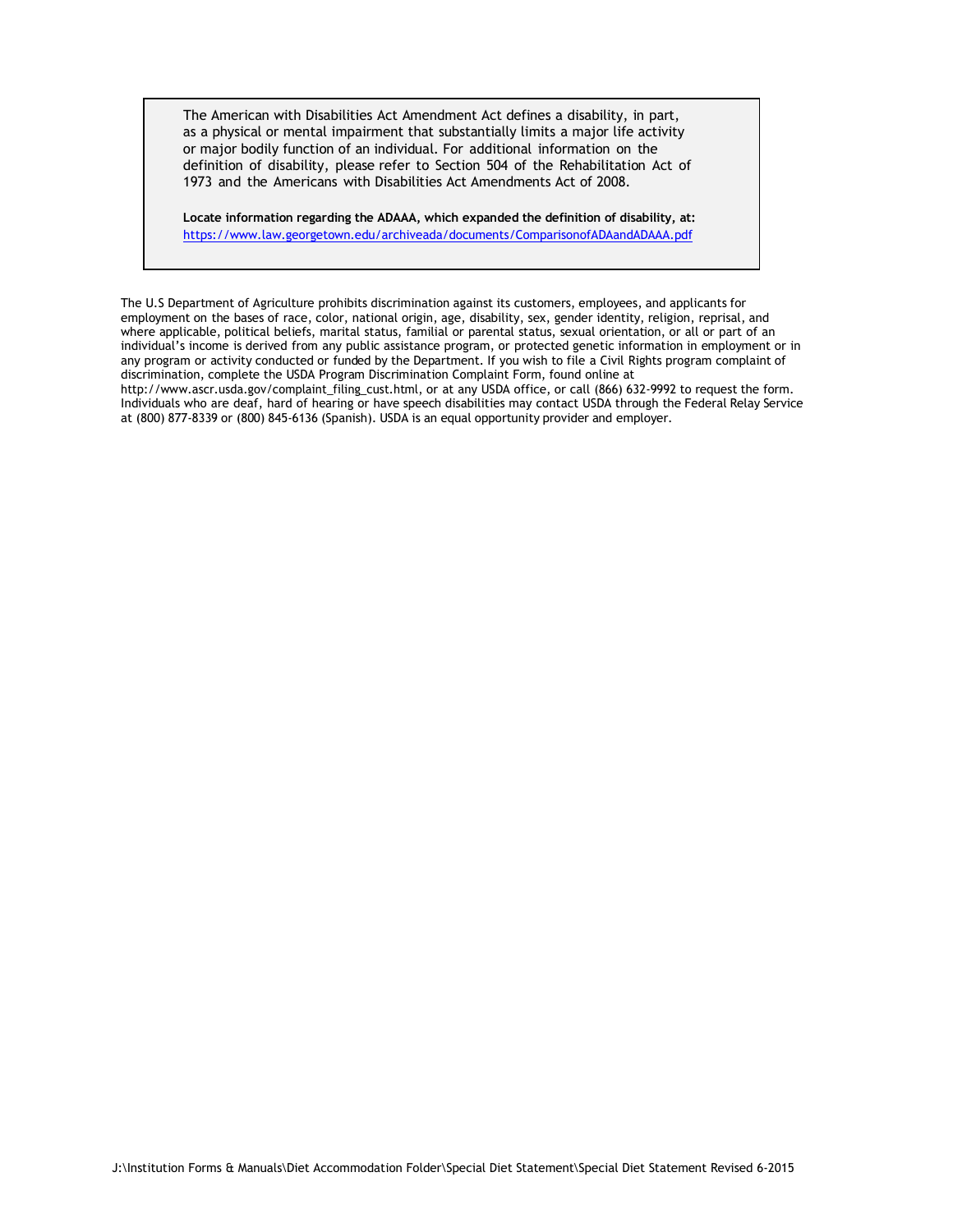The American with Disabilities Act Amendment Act defines a disability, in part, as a physical or mental impairment that substantially limits a major life activity or major bodily function of an individual. For additional information on the definition of disability, please refer to Section 504 of the Rehabilitation Act of 1973 and the Americans with Disabilities Act Amendments Act of 2008.

**Locate information regarding the ADAAA, which expanded the definition of disability, at:**
https://www.law.georgetown.edu/archiveada/documents/ComparisonofADAandADAAA.pdf

The U.S Department of Agriculture prohibits discrimination against its customers, employees, and applicants for employment on the bases of race, color, national origin, age, disability, sex, gender identity, religion, reprisal, and where applicable, political beliefs, marital status, familial or parental status, sexual orientation, or all or part of an individual's income is derived from any public assistance program, or protected genetic information in employment or in any program or activity conducted or funded by the Department. If you wish to file a Civil Rights program complaint of discrimination, complete the USDA Program Discrimination Complaint Form, found online at http://www.ascr.usda.gov/complaint_filing_cust.html, or at any USDA office, or call (866) 632-9992 to request the form. Individuals who are deaf, hard of hearing or have speech disabilities may contact USDA through the Federal Relay Service at (800) 877-8339 or (800) 845-6136 (Spanish). USDA is an equal opportunity provider and employer.

J:\Institution Forms & Manuals\Diet Accommodation Folder\Special Diet Statement\Special Diet Statement Revised 6-2015